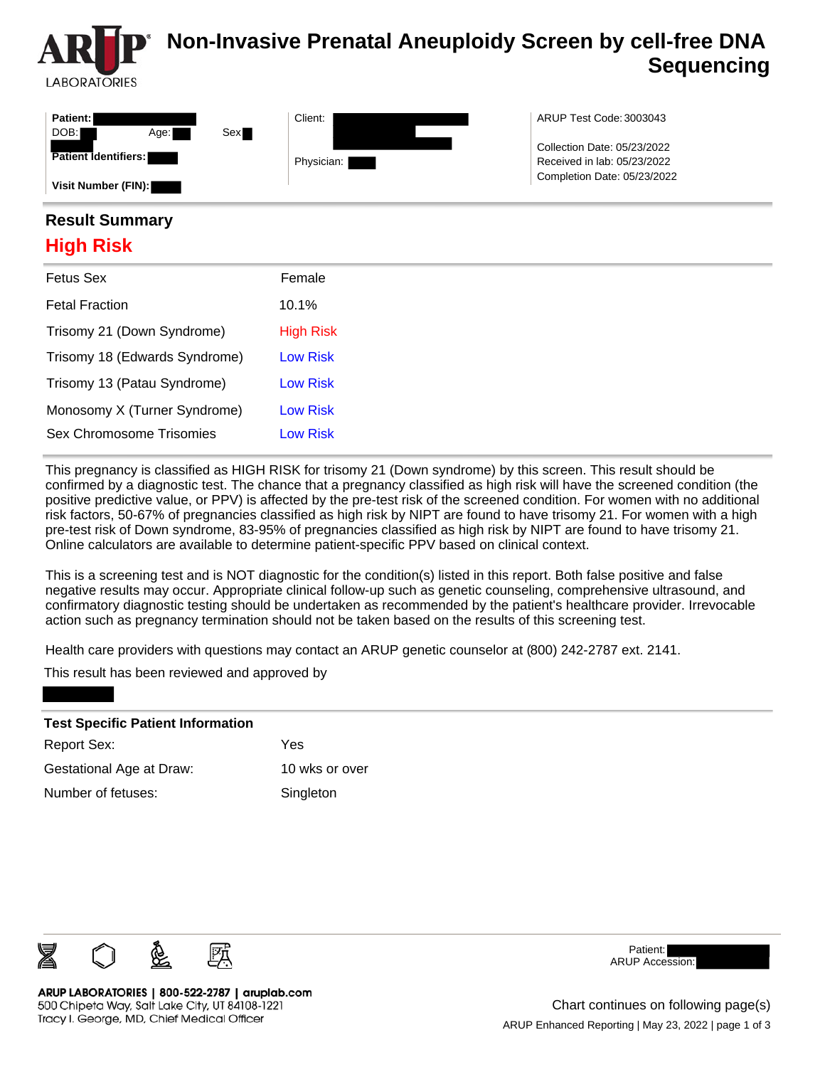# Non-Invasive Prenatal Aneuploidy Screen by cell-free DNA Sequencing

ARUP LABORATORIES

**Patient:**
DOB: Age: Sex
**Patient Identifiers:**
**Visit Number (FIN):**

Client:

Physician:

ARUP Test Code: 3003043

Collection Date: 05/23/2022
Received in lab: 05/23/2022
Completion Date: 05/23/2022

## Result Summary

## High Risk

| | |
|---|---|
| Fetus Sex | Female |
| Fetal Fraction | 10.1% |
| Trisomy 21 (Down Syndrome) | High Risk |
| Trisomy 18 (Edwards Syndrome) | Low Risk |
| Trisomy 13 (Patau Syndrome) | Low Risk |
| Monosomy X (Turner Syndrome) | Low Risk |
| Sex Chromosome Trisomies | Low Risk |

This pregnancy is classified as HIGH RISK for trisomy 21 (Down syndrome) by this screen. This result should be confirmed by a diagnostic test. The chance that a pregnancy classified as high risk will have the screened condition (the positive predictive value, or PPV) is affected by the pre-test risk of the screened condition. For women with no additional risk factors, 50-67% of pregnancies classified as high risk by NIPT are found to have trisomy 21. For women with a high pre-test risk of Down syndrome, 83-95% of pregnancies classified as high risk by NIPT are found to have trisomy 21. Online calculators are available to determine patient-specific PPV based on clinical context.

This is a screening test and is NOT diagnostic for the condition(s) listed in this report. Both false positive and false negative results may occur. Appropriate clinical follow-up such as genetic counseling, comprehensive ultrasound, and confirmatory diagnostic testing should be undertaken as recommended by the patient's healthcare provider. Irrevocable action such as pregnancy termination should not be taken based on the results of this screening test.

Health care providers with questions may contact an ARUP genetic counselor at (800) 242-2787 ext. 2141.

This result has been reviewed and approved by

### Test Specific Patient Information

| | |
|---|---|
| Report Sex: | Yes |
| Gestational Age at Draw: | 10 wks or over |
| Number of fetuses: | Singleton |

**ARUP LABORATORIES | 800-522-2787 | aruplab.com**
500 Chipeta Way, Salt Lake City, UT 84108-1221
Tracy I. George, MD, Chief Medical Officer

Patient:
ARUP Accession:

Chart continues on following page(s)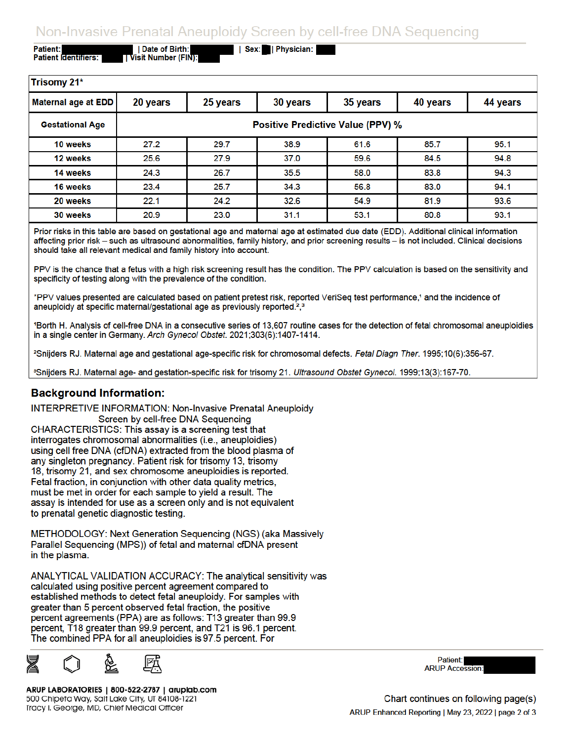# Non-Invasive Prenatal Aneuploidy Screen by cell-free DNA Sequencing

**Patient:** | **Date of Birth:** | **Sex:** | **Physician:**
**Patient Identifiers:** | **Visit Number (FIN):**

| Trisomy 21* | | | | | | |
|---|---|---|---|---|---|---|
| **Maternal age at EDD** | **20 years** | **25 years** | **30 years** | **35 years** | **40 years** | **44 years** |
| **Gestational Age** | **Positive Predictive Value (PPV) %** | | | | | |
| **10 weeks** | 27.2 | 29.7 | 38.9 | 61.6 | 85.7 | 95.1 |
| **12 weeks** | 25.6 | 27.9 | 37.0 | 59.6 | 84.5 | 94.8 |
| **14 weeks** | 24.3 | 26.7 | 35.5 | 58.0 | 83.8 | 94.3 |
| **16 weeks** | 23.4 | 25.7 | 34.3 | 56.8 | 83.0 | 94.1 |
| **20 weeks** | 22.1 | 24.2 | 32.6 | 54.9 | 81.9 | 93.6 |
| **30 weeks** | 20.9 | 23.0 | 31.1 | 53.1 | 80.8 | 93.1 |

Prior risks in this table are based on gestational age and maternal age at estimated due date (EDD). Additional clinical information affecting prior risk – such as ultrasound abnormalities, family history, and prior screening results – is not included. Clinical decisions should take all relevant medical and family history into account.

PPV is the chance that a fetus with a high risk screening result has the condition. The PPV calculation is based on the sensitivity and specificity of testing along with the prevalence of the condition.

*PPV values presented are calculated based on patient pretest risk, reported VeriSeq test performance,[1] and the incidence of aneuploidy at specific maternal/gestational age as previously reported.[2,3]

[1]Borth H. Analysis of cell-free DNA in a consecutive series of 13,607 routine cases for the detection of fetal chromosomal aneuploidies in a single center in Germany. *Arch Gynecol Obstet*. 2021;303(6):1407-1414.

[2]Snijders RJ. Maternal age and gestational age-specific risk for chromosomal defects. *Fetal Diagn Ther*. 1995;10(6):356-67.

[3]Snijders RJ. Maternal age- and gestation-specific risk for trisomy 21. *Ultrasound Obstet Gynecol*. 1999;13(3):167-70.

## Background Information:

INTERPRETIVE INFORMATION: Non-Invasive Prenatal Aneuploidy Screen by cell-free DNA Sequencing
CHARACTERISTICS: This assay is a screening test that interrogates chromosomal abnormalities (i.e., aneuploidies) using cell free DNA (cfDNA) extracted from the blood plasma of any singleton pregnancy. Patient risk for trisomy 13, trisomy 18, trisomy 21, and sex chromosome aneuploidies is reported. Fetal fraction, in conjunction with other data quality metrics, must be met in order for each sample to yield a result. The assay is intended for use as a screen only and is not equivalent to prenatal genetic diagnostic testing.

METHODOLOGY: Next Generation Sequencing (NGS) (aka Massively Parallel Sequencing (MPS)) of fetal and maternal cfDNA present in the plasma.

ANALYTICAL VALIDATION ACCURACY: The analytical sensitivity was calculated using positive percent agreement compared to established methods to detect fetal aneuploidy. For samples with greater than 5 percent observed fetal fraction, the positive percent agreements (PPA) are as follows: T13 greater than 99.9 percent, T18 greater than 99.9 percent, and T21 is 96.1 percent. The combined PPA for all aneuploidies is 97.5 percent. For

Patient:
ARUP Accession:

**ARUP LABORATORIES | 800-522-2787 | aruplab.com**
500 Chipeta Way, Salt Lake City, UT 84108-1221
Tracy I. George, MD, Chief Medical Officer

Chart continues on following page(s)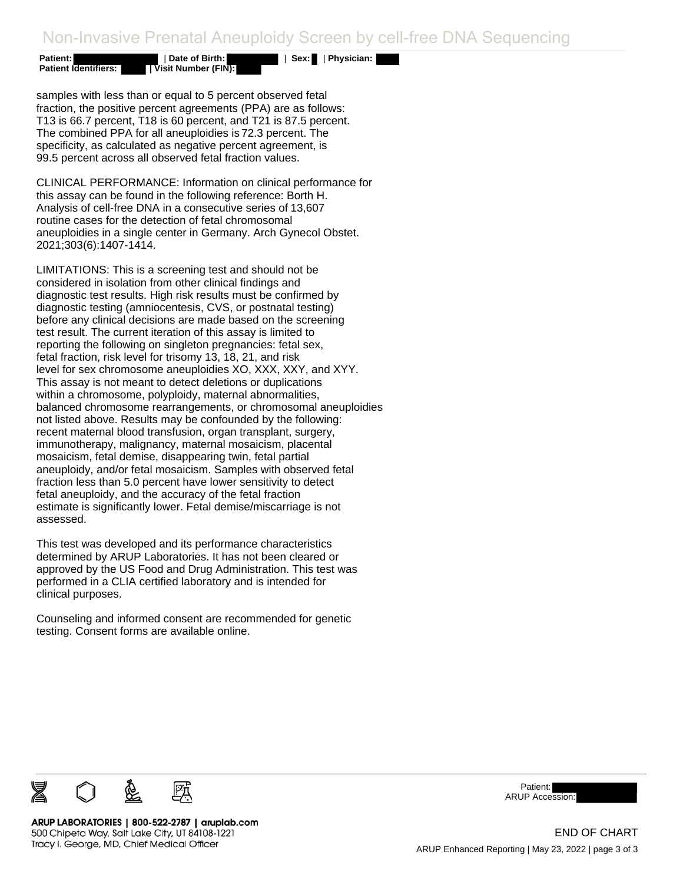samples with less than or equal to 5 percent observed fetal fraction, the positive percent agreements (PPA) are as follows: T13 is 66.7 percent, T18 is 60 percent, and T21 is 87.5 percent. The combined PPA for all aneuploidies is 72.3 percent. The specificity, as calculated as negative percent agreement, is 99.5 percent across all observed fetal fraction values.

CLINICAL PERFORMANCE: Information on clinical performance for this assay can be found in the following reference: Borth H. Analysis of cell-free DNA in a consecutive series of 13,607 routine cases for the detection of fetal chromosomal aneuploidies in a single center in Germany. Arch Gynecol Obstet. 2021;303(6):1407-1414.

LIMITATIONS: This is a screening test and should not be considered in isolation from other clinical findings and diagnostic test results. High risk results must be confirmed by diagnostic testing (amniocentesis, CVS, or postnatal testing) before any clinical decisions are made based on the screening test result. The current iteration of this assay is limited to reporting the following on singleton pregnancies: fetal sex, fetal fraction, risk level for trisomy 13, 18, 21, and risk level for sex chromosome aneuploidies XO, XXX, XXY, and XYY. This assay is not meant to detect deletions or duplications within a chromosome, polyploidy, maternal abnormalities, balanced chromosome rearrangements, or chromosomal aneuploidies not listed above. Results may be confounded by the following: recent maternal blood transfusion, organ transplant, surgery, immunotherapy, malignancy, maternal mosaicism, placental mosaicism, fetal demise, disappearing twin, fetal partial aneuploidy, and/or fetal mosaicism. Samples with observed fetal fraction less than 5.0 percent have lower sensitivity to detect fetal aneuploidy, and the accuracy of the fetal fraction estimate is significantly lower. Fetal demise/miscarriage is not assessed.

This test was developed and its performance characteristics determined by ARUP Laboratories. It has not been cleared or approved by the US Food and Drug Administration. This test was performed in a CLIA certified laboratory and is intended for clinical purposes.

Counseling and informed consent are recommended for genetic testing. Consent forms are available online.

END OF CHART